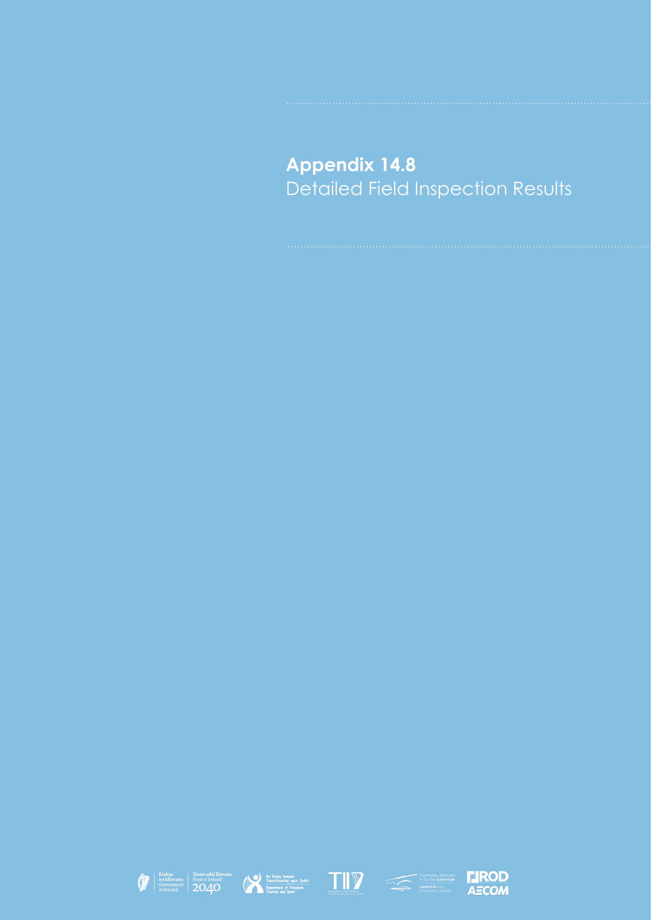# Appendix 14.8

Detailed Field Inspection Results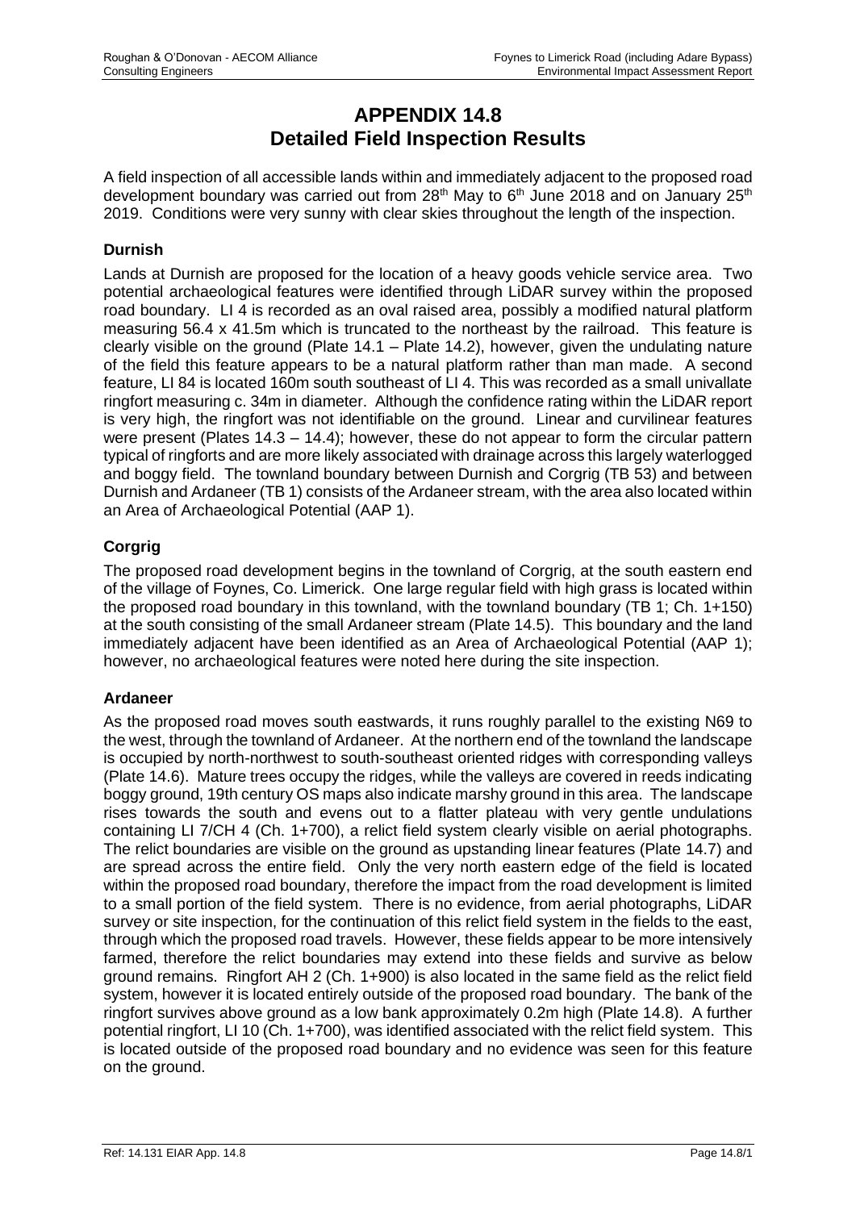# APPENDIX 14.8
# Detailed Field Inspection Results

A field inspection of all accessible lands within and immediately adjacent to the proposed road development boundary was carried out from 28th May to 6th June 2018 and on January 25th 2019. Conditions were very sunny with clear skies throughout the length of the inspection.

### Durnish

Lands at Durnish are proposed for the location of a heavy goods vehicle service area. Two potential archaeological features were identified through LiDAR survey within the proposed road boundary. LI 4 is recorded as an oval raised area, possibly a modified natural platform measuring 56.4 x 41.5m which is truncated to the northeast by the railroad. This feature is clearly visible on the ground (Plate 14.1 – Plate 14.2), however, given the undulating nature of the field this feature appears to be a natural platform rather than man made. A second feature, LI 84 is located 160m south southeast of LI 4. This was recorded as a small univallate ringfort measuring c. 34m in diameter. Although the confidence rating within the LiDAR report is very high, the ringfort was not identifiable on the ground. Linear and curvilinear features were present (Plates 14.3 – 14.4); however, these do not appear to form the circular pattern typical of ringforts and are more likely associated with drainage across this largely waterlogged and boggy field. The townland boundary between Durnish and Corgrig (TB 53) and between Durnish and Ardaneer (TB 1) consists of the Ardaneer stream, with the area also located within an Area of Archaeological Potential (AAP 1).

### Corgrig

The proposed road development begins in the townland of Corgrig, at the south eastern end of the village of Foynes, Co. Limerick. One large regular field with high grass is located within the proposed road boundary in this townland, with the townland boundary (TB 1; Ch. 1+150) at the south consisting of the small Ardaneer stream (Plate 14.5). This boundary and the land immediately adjacent have been identified as an Area of Archaeological Potential (AAP 1); however, no archaeological features were noted here during the site inspection.

### Ardaneer

As the proposed road moves south eastwards, it runs roughly parallel to the existing N69 to the west, through the townland of Ardaneer. At the northern end of the townland the landscape is occupied by north-northwest to south-southeast oriented ridges with corresponding valleys (Plate 14.6). Mature trees occupy the ridges, while the valleys are covered in reeds indicating boggy ground, 19th century OS maps also indicate marshy ground in this area. The landscape rises towards the south and evens out to a flatter plateau with very gentle undulations containing LI 7/CH 4 (Ch. 1+700), a relict field system clearly visible on aerial photographs. The relict boundaries are visible on the ground as upstanding linear features (Plate 14.7) and are spread across the entire field. Only the very north eastern edge of the field is located within the proposed road boundary, therefore the impact from the road development is limited to a small portion of the field system. There is no evidence, from aerial photographs, LiDAR survey or site inspection, for the continuation of this relict field system in the fields to the east, through which the proposed road travels. However, these fields appear to be more intensively farmed, therefore the relict boundaries may extend into these fields and survive as below ground remains. Ringfort AH 2 (Ch. 1+900) is also located in the same field as the relict field system, however it is located entirely outside of the proposed road boundary. The bank of the ringfort survives above ground as a low bank approximately 0.2m high (Plate 14.8). A further potential ringfort, LI 10 (Ch. 1+700), was identified associated with the relict field system. This is located outside of the proposed road boundary and no evidence was seen for this feature on the ground.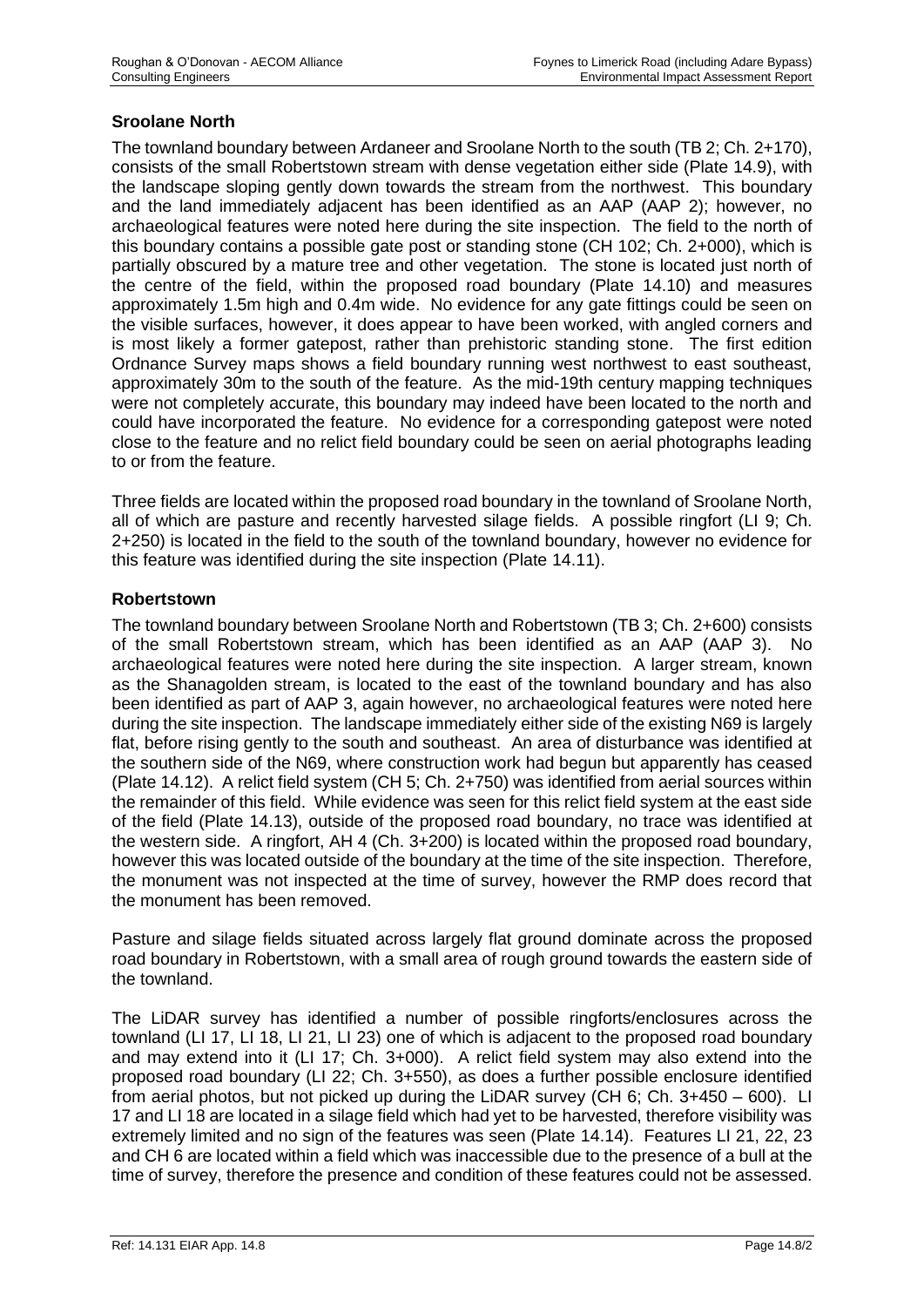## Sroolane North

The townland boundary between Ardaneer and Sroolane North to the south (TB 2; Ch. 2+170), consists of the small Robertstown stream with dense vegetation either side (Plate 14.9), with the landscape sloping gently down towards the stream from the northwest. This boundary and the land immediately adjacent has been identified as an AAP (AAP 2); however, no archaeological features were noted here during the site inspection. The field to the north of this boundary contains a possible gate post or standing stone (CH 102; Ch. 2+000), which is partially obscured by a mature tree and other vegetation. The stone is located just north of the centre of the field, within the proposed road boundary (Plate 14.10) and measures approximately 1.5m high and 0.4m wide. No evidence for any gate fittings could be seen on the visible surfaces, however, it does appear to have been worked, with angled corners and is most likely a former gatepost, rather than prehistoric standing stone. The first edition Ordnance Survey maps shows a field boundary running west northwest to east southeast, approximately 30m to the south of the feature. As the mid-19th century mapping techniques were not completely accurate, this boundary may indeed have been located to the north and could have incorporated the feature. No evidence for a corresponding gatepost were noted close to the feature and no relict field boundary could be seen on aerial photographs leading to or from the feature.

Three fields are located within the proposed road boundary in the townland of Sroolane North, all of which are pasture and recently harvested silage fields. A possible ringfort (LI 9; Ch. 2+250) is located in the field to the south of the townland boundary, however no evidence for this feature was identified during the site inspection (Plate 14.11).

## Robertstown

The townland boundary between Sroolane North and Robertstown (TB 3; Ch. 2+600) consists of the small Robertstown stream, which has been identified as an AAP (AAP 3). No archaeological features were noted here during the site inspection. A larger stream, known as the Shanagolden stream, is located to the east of the townland boundary and has also been identified as part of AAP 3, again however, no archaeological features were noted here during the site inspection. The landscape immediately either side of the existing N69 is largely flat, before rising gently to the south and southeast. An area of disturbance was identified at the southern side of the N69, where construction work had begun but apparently has ceased (Plate 14.12). A relict field system (CH 5; Ch. 2+750) was identified from aerial sources within the remainder of this field. While evidence was seen for this relict field system at the east side of the field (Plate 14.13), outside of the proposed road boundary, no trace was identified at the western side. A ringfort, AH 4 (Ch. 3+200) is located within the proposed road boundary, however this was located outside of the boundary at the time of the site inspection. Therefore, the monument was not inspected at the time of survey, however the RMP does record that the monument has been removed.

Pasture and silage fields situated across largely flat ground dominate across the proposed road boundary in Robertstown, with a small area of rough ground towards the eastern side of the townland.

The LiDAR survey has identified a number of possible ringforts/enclosures across the townland (LI 17, LI 18, LI 21, LI 23) one of which is adjacent to the proposed road boundary and may extend into it (LI 17; Ch. 3+000). A relict field system may also extend into the proposed road boundary (LI 22; Ch. 3+550), as does a further possible enclosure identified from aerial photos, but not picked up during the LiDAR survey (CH 6; Ch. 3+450 – 600). LI 17 and LI 18 are located in a silage field which had yet to be harvested, therefore visibility was extremely limited and no sign of the features was seen (Plate 14.14). Features LI 21, 22, 23 and CH 6 are located within a field which was inaccessible due to the presence of a bull at the time of survey, therefore the presence and condition of these features could not be assessed.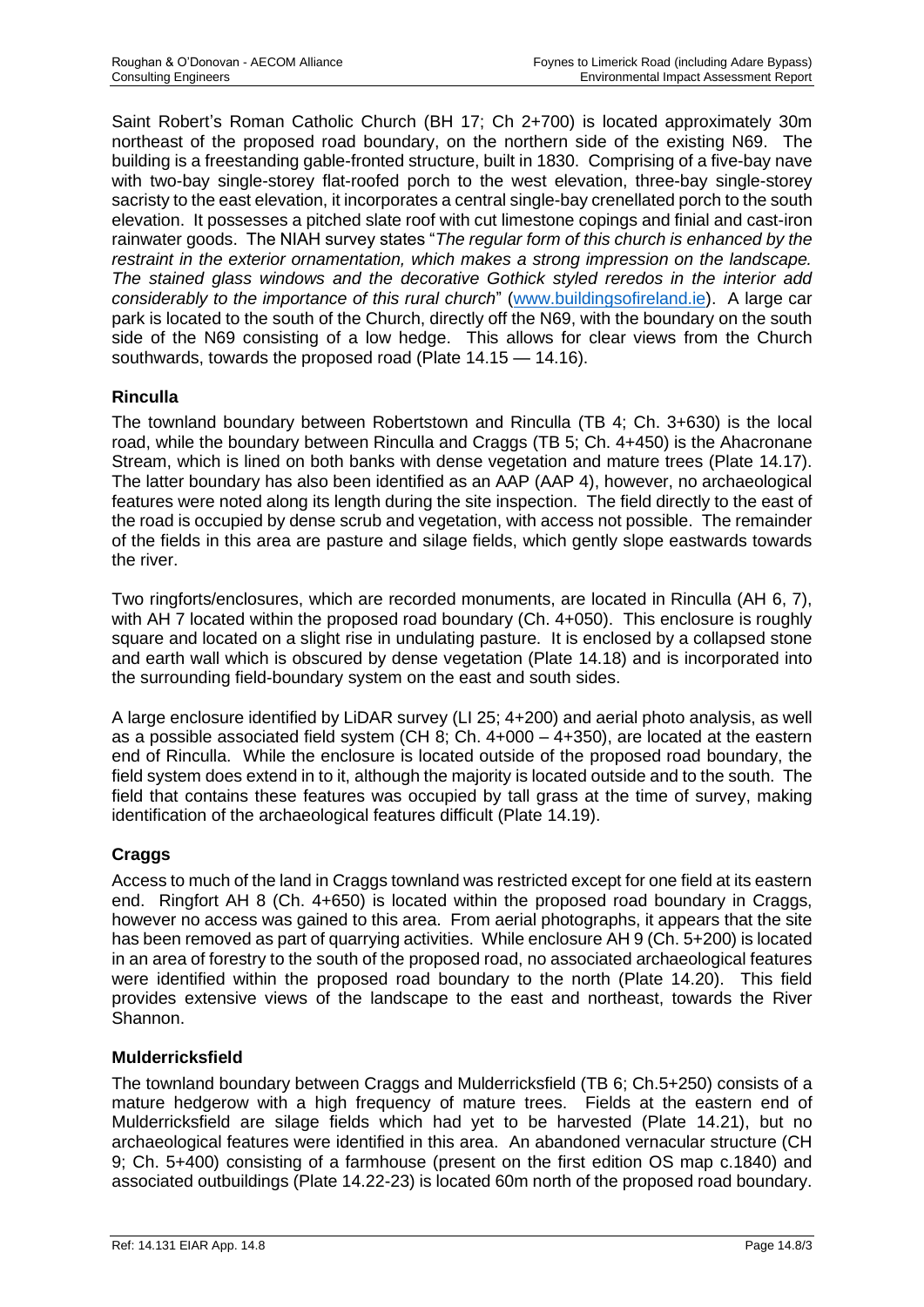Saint Robert's Roman Catholic Church (BH 17; Ch 2+700) is located approximately 30m northeast of the proposed road boundary, on the northern side of the existing N69. The building is a freestanding gable-fronted structure, built in 1830. Comprising of a five-bay nave with two-bay single-storey flat-roofed porch to the west elevation, three-bay single-storey sacristy to the east elevation, it incorporates a central single-bay crenellated porch to the south elevation. It possesses a pitched slate roof with cut limestone copings and finial and cast-iron rainwater goods. The NIAH survey states "*The regular form of this church is enhanced by the restraint in the exterior ornamentation, which makes a strong impression on the landscape. The stained glass windows and the decorative Gothick styled reredos in the interior add considerably to the importance of this rural church*" (www.buildingsofireland.ie). A large car park is located to the south of the Church, directly off the N69, with the boundary on the south side of the N69 consisting of a low hedge. This allows for clear views from the Church southwards, towards the proposed road (Plate 14.15 — 14.16).

## Rinculla

The townland boundary between Robertstown and Rinculla (TB 4; Ch. 3+630) is the local road, while the boundary between Rinculla and Craggs (TB 5; Ch. 4+450) is the Ahacronane Stream, which is lined on both banks with dense vegetation and mature trees (Plate 14.17). The latter boundary has also been identified as an AAP (AAP 4), however, no archaeological features were noted along its length during the site inspection. The field directly to the east of the road is occupied by dense scrub and vegetation, with access not possible. The remainder of the fields in this area are pasture and silage fields, which gently slope eastwards towards the river.

Two ringforts/enclosures, which are recorded monuments, are located in Rinculla (AH 6, 7), with AH 7 located within the proposed road boundary (Ch. 4+050). This enclosure is roughly square and located on a slight rise in undulating pasture. It is enclosed by a collapsed stone and earth wall which is obscured by dense vegetation (Plate 14.18) and is incorporated into the surrounding field-boundary system on the east and south sides.

A large enclosure identified by LiDAR survey (LI 25; 4+200) and aerial photo analysis, as well as a possible associated field system (CH 8; Ch. 4+000 – 4+350), are located at the eastern end of Rinculla. While the enclosure is located outside of the proposed road boundary, the field system does extend in to it, although the majority is located outside and to the south. The field that contains these features was occupied by tall grass at the time of survey, making identification of the archaeological features difficult (Plate 14.19).

## Craggs

Access to much of the land in Craggs townland was restricted except for one field at its eastern end. Ringfort AH 8 (Ch. 4+650) is located within the proposed road boundary in Craggs, however no access was gained to this area. From aerial photographs, it appears that the site has been removed as part of quarrying activities. While enclosure AH 9 (Ch. 5+200) is located in an area of forestry to the south of the proposed road, no associated archaeological features were identified within the proposed road boundary to the north (Plate 14.20). This field provides extensive views of the landscape to the east and northeast, towards the River Shannon.

## Mulderricksfield

The townland boundary between Craggs and Mulderricksfield (TB 6; Ch.5+250) consists of a mature hedgerow with a high frequency of mature trees. Fields at the eastern end of Mulderricksfield are silage fields which had yet to be harvested (Plate 14.21), but no archaeological features were identified in this area. An abandoned vernacular structure (CH 9; Ch. 5+400) consisting of a farmhouse (present on the first edition OS map c.1840) and associated outbuildings (Plate 14.22-23) is located 60m north of the proposed road boundary.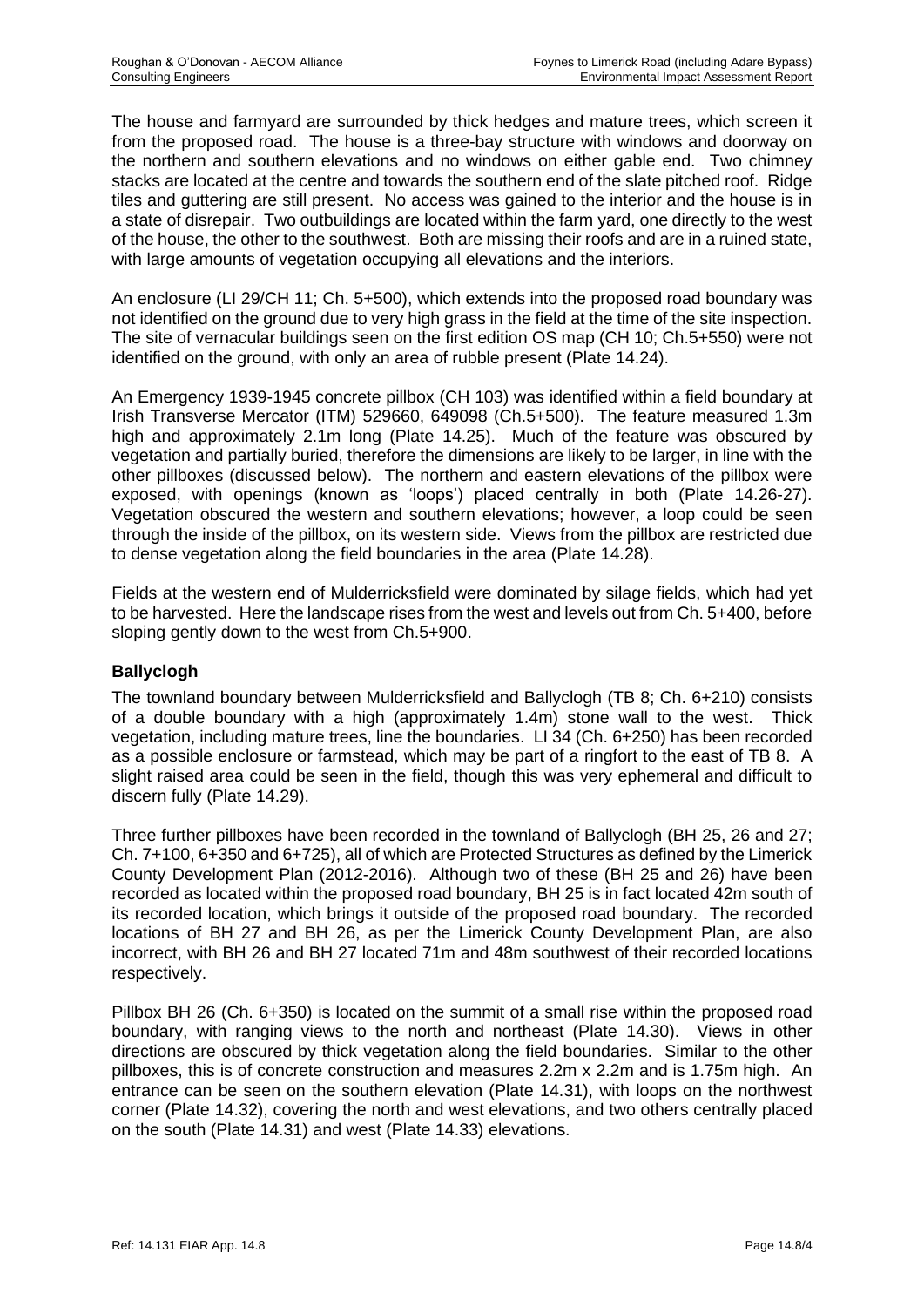The house and farmyard are surrounded by thick hedges and mature trees, which screen it from the proposed road. The house is a three-bay structure with windows and doorway on the northern and southern elevations and no windows on either gable end. Two chimney stacks are located at the centre and towards the southern end of the slate pitched roof. Ridge tiles and guttering are still present. No access was gained to the interior and the house is in a state of disrepair. Two outbuildings are located within the farm yard, one directly to the west of the house, the other to the southwest. Both are missing their roofs and are in a ruined state, with large amounts of vegetation occupying all elevations and the interiors.

An enclosure (LI 29/CH 11; Ch. 5+500), which extends into the proposed road boundary was not identified on the ground due to very high grass in the field at the time of the site inspection. The site of vernacular buildings seen on the first edition OS map (CH 10; Ch.5+550) were not identified on the ground, with only an area of rubble present (Plate 14.24).

An Emergency 1939-1945 concrete pillbox (CH 103) was identified within a field boundary at Irish Transverse Mercator (ITM) 529660, 649098 (Ch.5+500). The feature measured 1.3m high and approximately 2.1m long (Plate 14.25). Much of the feature was obscured by vegetation and partially buried, therefore the dimensions are likely to be larger, in line with the other pillboxes (discussed below). The northern and eastern elevations of the pillbox were exposed, with openings (known as 'loops') placed centrally in both (Plate 14.26-27). Vegetation obscured the western and southern elevations; however, a loop could be seen through the inside of the pillbox, on its western side. Views from the pillbox are restricted due to dense vegetation along the field boundaries in the area (Plate 14.28).

Fields at the western end of Mulderricksfield were dominated by silage fields, which had yet to be harvested. Here the landscape rises from the west and levels out from Ch. 5+400, before sloping gently down to the west from Ch.5+900.

### Ballyclogh

The townland boundary between Mulderricksfield and Ballyclogh (TB 8; Ch. 6+210) consists of a double boundary with a high (approximately 1.4m) stone wall to the west. Thick vegetation, including mature trees, line the boundaries. LI 34 (Ch. 6+250) has been recorded as a possible enclosure or farmstead, which may be part of a ringfort to the east of TB 8. A slight raised area could be seen in the field, though this was very ephemeral and difficult to discern fully (Plate 14.29).

Three further pillboxes have been recorded in the townland of Ballyclogh (BH 25, 26 and 27; Ch. 7+100, 6+350 and 6+725), all of which are Protected Structures as defined by the Limerick County Development Plan (2012-2016). Although two of these (BH 25 and 26) have been recorded as located within the proposed road boundary, BH 25 is in fact located 42m south of its recorded location, which brings it outside of the proposed road boundary. The recorded locations of BH 27 and BH 26, as per the Limerick County Development Plan, are also incorrect, with BH 26 and BH 27 located 71m and 48m southwest of their recorded locations respectively.

Pillbox BH 26 (Ch. 6+350) is located on the summit of a small rise within the proposed road boundary, with ranging views to the north and northeast (Plate 14.30). Views in other directions are obscured by thick vegetation along the field boundaries. Similar to the other pillboxes, this is of concrete construction and measures 2.2m x 2.2m and is 1.75m high. An entrance can be seen on the southern elevation (Plate 14.31), with loops on the northwest corner (Plate 14.32), covering the north and west elevations, and two others centrally placed on the south (Plate 14.31) and west (Plate 14.33) elevations.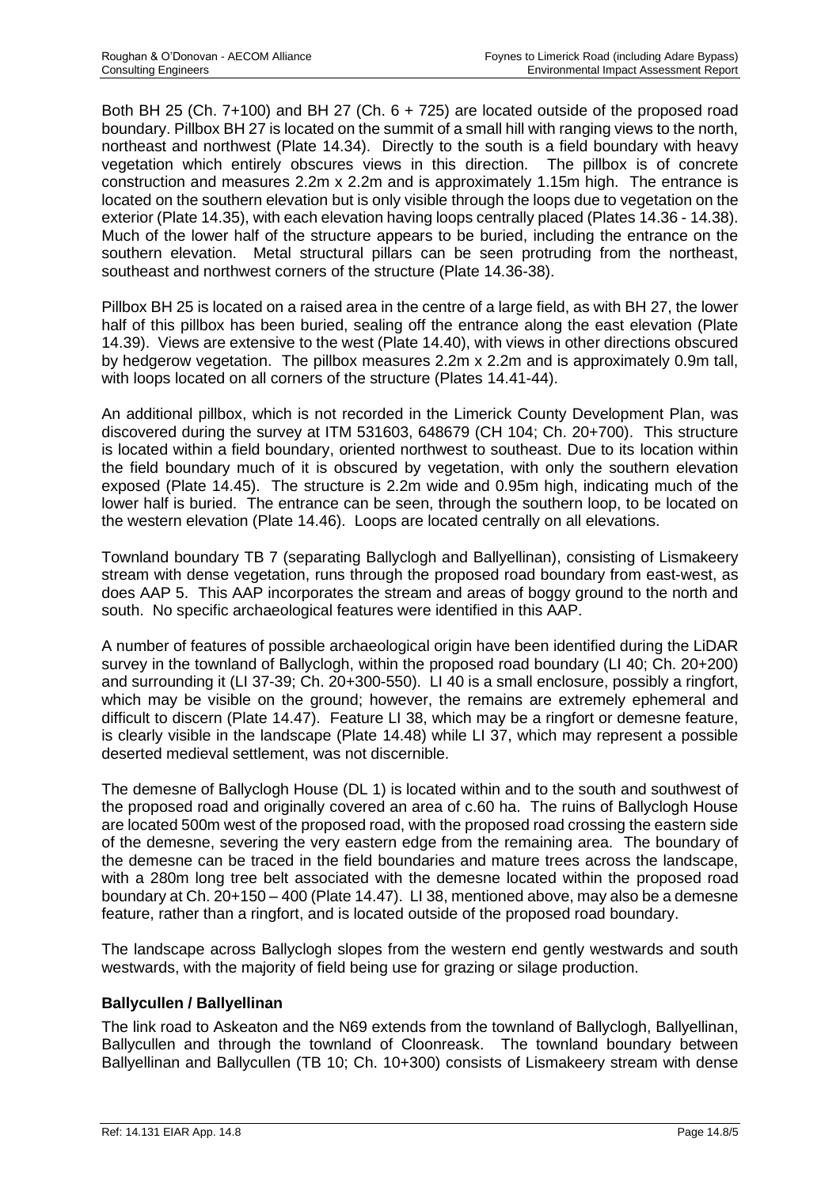Both BH 25 (Ch. 7+100) and BH 27 (Ch. 6 + 725) are located outside of the proposed road boundary. Pillbox BH 27 is located on the summit of a small hill with ranging views to the north, northeast and northwest (Plate 14.34). Directly to the south is a field boundary with heavy vegetation which entirely obscures views in this direction. The pillbox is of concrete construction and measures 2.2m x 2.2m and is approximately 1.15m high. The entrance is located on the southern elevation but is only visible through the loops due to vegetation on the exterior (Plate 14.35), with each elevation having loops centrally placed (Plates 14.36 - 14.38). Much of the lower half of the structure appears to be buried, including the entrance on the southern elevation. Metal structural pillars can be seen protruding from the northeast, southeast and northwest corners of the structure (Plate 14.36-38).

Pillbox BH 25 is located on a raised area in the centre of a large field, as with BH 27, the lower half of this pillbox has been buried, sealing off the entrance along the east elevation (Plate 14.39). Views are extensive to the west (Plate 14.40), with views in other directions obscured by hedgerow vegetation. The pillbox measures 2.2m x 2.2m and is approximately 0.9m tall, with loops located on all corners of the structure (Plates 14.41-44).

An additional pillbox, which is not recorded in the Limerick County Development Plan, was discovered during the survey at ITM 531603, 648679 (CH 104; Ch. 20+700). This structure is located within a field boundary, oriented northwest to southeast. Due to its location within the field boundary much of it is obscured by vegetation, with only the southern elevation exposed (Plate 14.45). The structure is 2.2m wide and 0.95m high, indicating much of the lower half is buried. The entrance can be seen, through the southern loop, to be located on the western elevation (Plate 14.46). Loops are located centrally on all elevations.

Townland boundary TB 7 (separating Ballyclogh and Ballyellinan), consisting of Lismakeery stream with dense vegetation, runs through the proposed road boundary from east-west, as does AAP 5. This AAP incorporates the stream and areas of boggy ground to the north and south. No specific archaeological features were identified in this AAP.

A number of features of possible archaeological origin have been identified during the LiDAR survey in the townland of Ballyclogh, within the proposed road boundary (LI 40; Ch. 20+200) and surrounding it (LI 37-39; Ch. 20+300-550). LI 40 is a small enclosure, possibly a ringfort, which may be visible on the ground; however, the remains are extremely ephemeral and difficult to discern (Plate 14.47). Feature LI 38, which may be a ringfort or demesne feature, is clearly visible in the landscape (Plate 14.48) while LI 37, which may represent a possible deserted medieval settlement, was not discernible.

The demesne of Ballyclogh House (DL 1) is located within and to the south and southwest of the proposed road and originally covered an area of c.60 ha. The ruins of Ballyclogh House are located 500m west of the proposed road, with the proposed road crossing the eastern side of the demesne, severing the very eastern edge from the remaining area. The boundary of the demesne can be traced in the field boundaries and mature trees across the landscape, with a 280m long tree belt associated with the demesne located within the proposed road boundary at Ch. 20+150 – 400 (Plate 14.47). LI 38, mentioned above, may also be a demesne feature, rather than a ringfort, and is located outside of the proposed road boundary.

The landscape across Ballyclogh slopes from the western end gently westwards and south westwards, with the majority of field being use for grazing or silage production.

**Ballycullen / Ballyellinan**

The link road to Askeaton and the N69 extends from the townland of Ballyclogh, Ballyellinan, Ballycullen and through the townland of Cloonreask. The townland boundary between Ballyellinan and Ballycullen (TB 10; Ch. 10+300) consists of Lismakeery stream with dense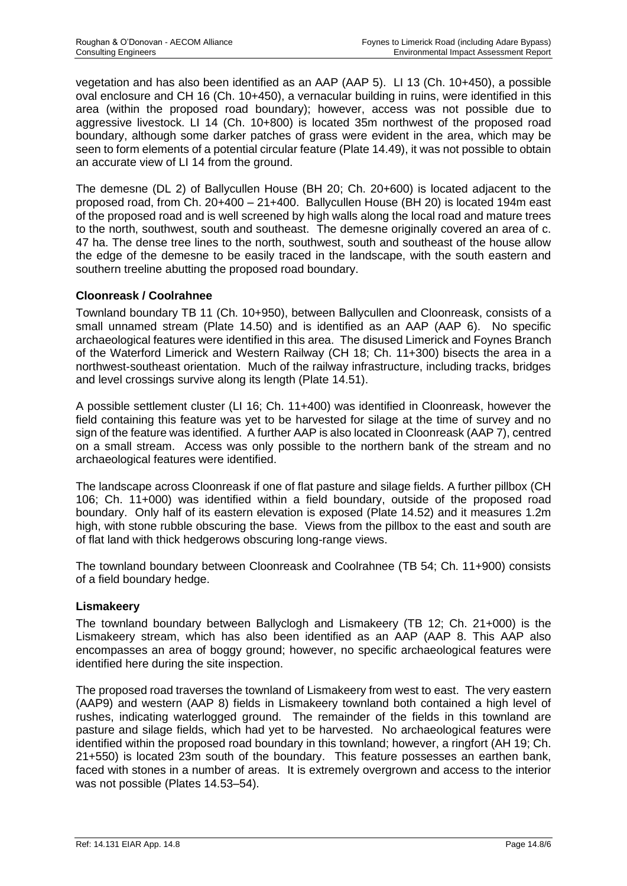vegetation and has also been identified as an AAP (AAP 5). LI 13 (Ch. 10+450), a possible oval enclosure and CH 16 (Ch. 10+450), a vernacular building in ruins, were identified in this area (within the proposed road boundary); however, access was not possible due to aggressive livestock. LI 14 (Ch. 10+800) is located 35m northwest of the proposed road boundary, although some darker patches of grass were evident in the area, which may be seen to form elements of a potential circular feature (Plate 14.49), it was not possible to obtain an accurate view of LI 14 from the ground.

The demesne (DL 2) of Ballycullen House (BH 20; Ch. 20+600) is located adjacent to the proposed road, from Ch. 20+400 – 21+400. Ballycullen House (BH 20) is located 194m east of the proposed road and is well screened by high walls along the local road and mature trees to the north, southwest, south and southeast. The demesne originally covered an area of c. 47 ha. The dense tree lines to the north, southwest, south and southeast of the house allow the edge of the demesne to be easily traced in the landscape, with the south eastern and southern treeline abutting the proposed road boundary.

### Cloonreask / Coolrahnee

Townland boundary TB 11 (Ch. 10+950), between Ballycullen and Cloonreask, consists of a small unnamed stream (Plate 14.50) and is identified as an AAP (AAP 6). No specific archaeological features were identified in this area. The disused Limerick and Foynes Branch of the Waterford Limerick and Western Railway (CH 18; Ch. 11+300) bisects the area in a northwest-southeast orientation. Much of the railway infrastructure, including tracks, bridges and level crossings survive along its length (Plate 14.51).

A possible settlement cluster (LI 16; Ch. 11+400) was identified in Cloonreask, however the field containing this feature was yet to be harvested for silage at the time of survey and no sign of the feature was identified. A further AAP is also located in Cloonreask (AAP 7), centred on a small stream. Access was only possible to the northern bank of the stream and no archaeological features were identified.

The landscape across Cloonreask if one of flat pasture and silage fields. A further pillbox (CH 106; Ch. 11+000) was identified within a field boundary, outside of the proposed road boundary. Only half of its eastern elevation is exposed (Plate 14.52) and it measures 1.2m high, with stone rubble obscuring the base. Views from the pillbox to the east and south are of flat land with thick hedgerows obscuring long-range views.

The townland boundary between Cloonreask and Coolrahnee (TB 54; Ch. 11+900) consists of a field boundary hedge.

### Lismakeery

The townland boundary between Ballyclogh and Lismakeery (TB 12; Ch. 21+000) is the Lismakeery stream, which has also been identified as an AAP (AAP 8. This AAP also encompasses an area of boggy ground; however, no specific archaeological features were identified here during the site inspection.

The proposed road traverses the townland of Lismakeery from west to east. The very eastern (AAP9) and western (AAP 8) fields in Lismakeery townland both contained a high level of rushes, indicating waterlogged ground. The remainder of the fields in this townland are pasture and silage fields, which had yet to be harvested. No archaeological features were identified within the proposed road boundary in this townland; however, a ringfort (AH 19; Ch. 21+550) is located 23m south of the boundary. This feature possesses an earthen bank, faced with stones in a number of areas. It is extremely overgrown and access to the interior was not possible (Plates 14.53–54).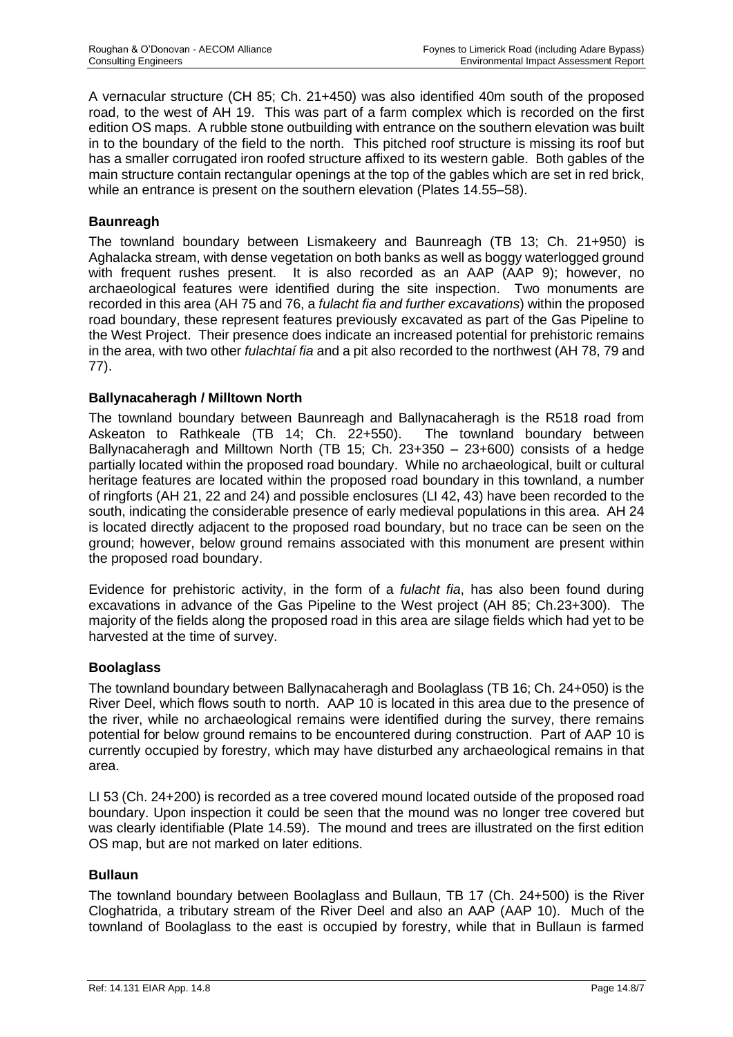A vernacular structure (CH 85; Ch. 21+450) was also identified 40m south of the proposed road, to the west of AH 19. This was part of a farm complex which is recorded on the first edition OS maps. A rubble stone outbuilding with entrance on the southern elevation was built in to the boundary of the field to the north. This pitched roof structure is missing its roof but has a smaller corrugated iron roofed structure affixed to its western gable. Both gables of the main structure contain rectangular openings at the top of the gables which are set in red brick, while an entrance is present on the southern elevation (Plates 14.55–58).

### Baunreagh

The townland boundary between Lismakeery and Baunreagh (TB 13; Ch. 21+950) is Aghalacka stream, with dense vegetation on both banks as well as boggy waterlogged ground with frequent rushes present. It is also recorded as an AAP (AAP 9); however, no archaeological features were identified during the site inspection. Two monuments are recorded in this area (AH 75 and 76, a *fulacht fia and further excavations*) within the proposed road boundary, these represent features previously excavated as part of the Gas Pipeline to the West Project. Their presence does indicate an increased potential for prehistoric remains in the area, with two other *fulachtaí fia* and a pit also recorded to the northwest (AH 78, 79 and 77).

### Ballynacaheragh / Milltown North

The townland boundary between Baunreagh and Ballynacaheragh is the R518 road from Askeaton to Rathkeale (TB 14; Ch. 22+550). The townland boundary between Ballynacaheragh and Milltown North (TB 15; Ch. 23+350 – 23+600) consists of a hedge partially located within the proposed road boundary. While no archaeological, built or cultural heritage features are located within the proposed road boundary in this townland, a number of ringforts (AH 21, 22 and 24) and possible enclosures (LI 42, 43) have been recorded to the south, indicating the considerable presence of early medieval populations in this area. AH 24 is located directly adjacent to the proposed road boundary, but no trace can be seen on the ground; however, below ground remains associated with this monument are present within the proposed road boundary.

Evidence for prehistoric activity, in the form of a *fulacht fia*, has also been found during excavations in advance of the Gas Pipeline to the West project (AH 85; Ch.23+300). The majority of the fields along the proposed road in this area are silage fields which had yet to be harvested at the time of survey.

### Boolaglass

The townland boundary between Ballynacaheragh and Boolaglass (TB 16; Ch. 24+050) is the River Deel, which flows south to north. AAP 10 is located in this area due to the presence of the river, while no archaeological remains were identified during the survey, there remains potential for below ground remains to be encountered during construction. Part of AAP 10 is currently occupied by forestry, which may have disturbed any archaeological remains in that area.

LI 53 (Ch. 24+200) is recorded as a tree covered mound located outside of the proposed road boundary. Upon inspection it could be seen that the mound was no longer tree covered but was clearly identifiable (Plate 14.59). The mound and trees are illustrated on the first edition OS map, but are not marked on later editions.

### Bullaun

The townland boundary between Boolaglass and Bullaun, TB 17 (Ch. 24+500) is the River Cloghatrida, a tributary stream of the River Deel and also an AAP (AAP 10). Much of the townland of Boolaglass to the east is occupied by forestry, while that in Bullaun is farmed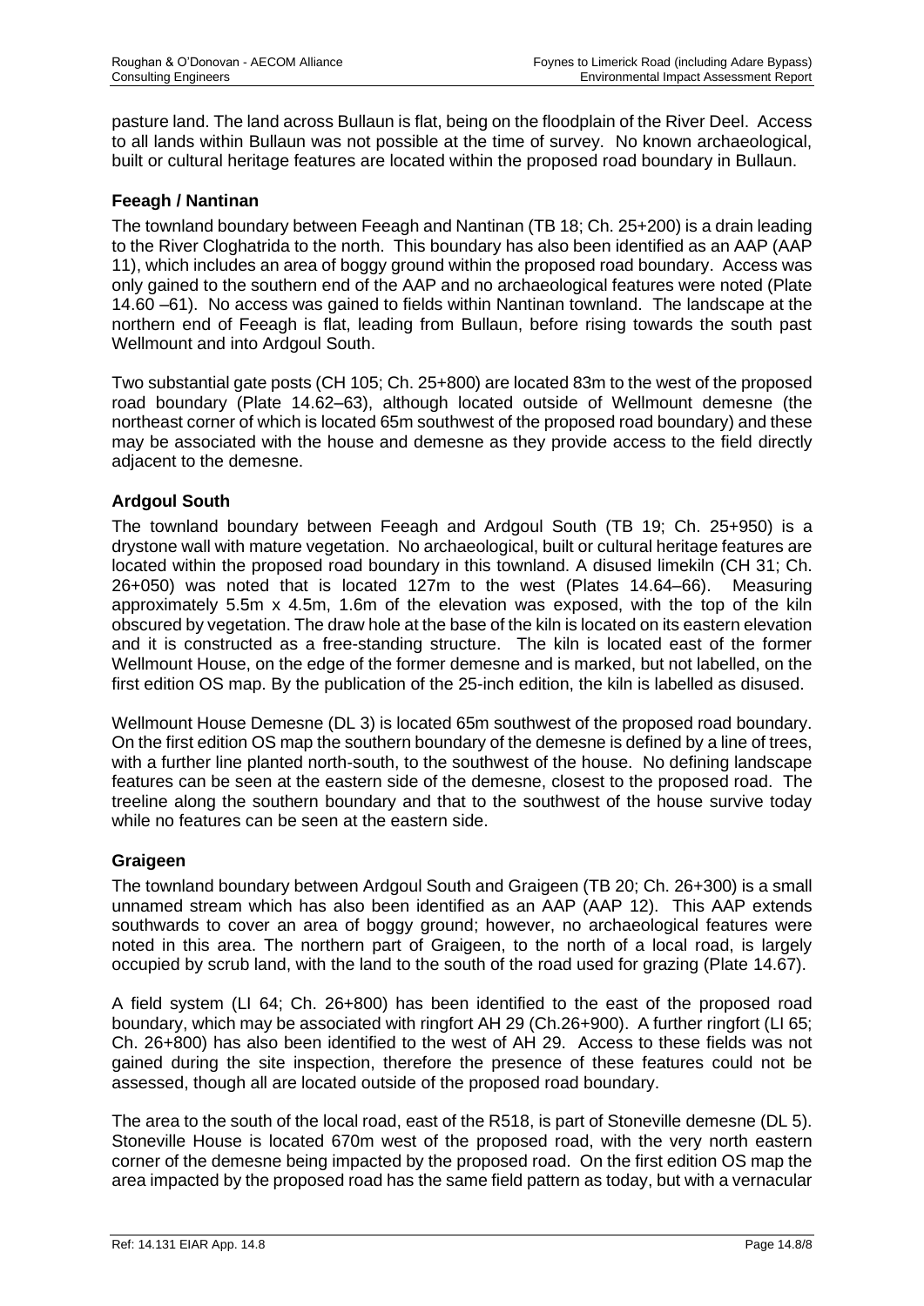pasture land. The land across Bullaun is flat, being on the floodplain of the River Deel. Access to all lands within Bullaun was not possible at the time of survey. No known archaeological, built or cultural heritage features are located within the proposed road boundary in Bullaun.

### Feeagh / Nantinan

The townland boundary between Feeagh and Nantinan (TB 18; Ch. 25+200) is a drain leading to the River Cloghatrida to the north. This boundary has also been identified as an AAP (AAP 11), which includes an area of boggy ground within the proposed road boundary. Access was only gained to the southern end of the AAP and no archaeological features were noted (Plate 14.60 –61). No access was gained to fields within Nantinan townland. The landscape at the northern end of Feeagh is flat, leading from Bullaun, before rising towards the south past Wellmount and into Ardgoul South.

Two substantial gate posts (CH 105; Ch. 25+800) are located 83m to the west of the proposed road boundary (Plate 14.62–63), although located outside of Wellmount demesne (the northeast corner of which is located 65m southwest of the proposed road boundary) and these may be associated with the house and demesne as they provide access to the field directly adjacent to the demesne.

### Ardgoul South

The townland boundary between Feeagh and Ardgoul South (TB 19; Ch. 25+950) is a drystone wall with mature vegetation. No archaeological, built or cultural heritage features are located within the proposed road boundary in this townland. A disused limekiln (CH 31; Ch. 26+050) was noted that is located 127m to the west (Plates 14.64–66). Measuring approximately 5.5m x 4.5m, 1.6m of the elevation was exposed, with the top of the kiln obscured by vegetation. The draw hole at the base of the kiln is located on its eastern elevation and it is constructed as a free-standing structure. The kiln is located east of the former Wellmount House, on the edge of the former demesne and is marked, but not labelled, on the first edition OS map. By the publication of the 25-inch edition, the kiln is labelled as disused.

Wellmount House Demesne (DL 3) is located 65m southwest of the proposed road boundary. On the first edition OS map the southern boundary of the demesne is defined by a line of trees, with a further line planted north-south, to the southwest of the house. No defining landscape features can be seen at the eastern side of the demesne, closest to the proposed road. The treeline along the southern boundary and that to the southwest of the house survive today while no features can be seen at the eastern side.

### Graigeen

The townland boundary between Ardgoul South and Graigeen (TB 20; Ch. 26+300) is a small unnamed stream which has also been identified as an AAP (AAP 12). This AAP extends southwards to cover an area of boggy ground; however, no archaeological features were noted in this area. The northern part of Graigeen, to the north of a local road, is largely occupied by scrub land, with the land to the south of the road used for grazing (Plate 14.67).

A field system (LI 64; Ch. 26+800) has been identified to the east of the proposed road boundary, which may be associated with ringfort AH 29 (Ch.26+900). A further ringfort (LI 65; Ch. 26+800) has also been identified to the west of AH 29. Access to these fields was not gained during the site inspection, therefore the presence of these features could not be assessed, though all are located outside of the proposed road boundary.

The area to the south of the local road, east of the R518, is part of Stoneville demesne (DL 5). Stoneville House is located 670m west of the proposed road, with the very north eastern corner of the demesne being impacted by the proposed road. On the first edition OS map the area impacted by the proposed road has the same field pattern as today, but with a vernacular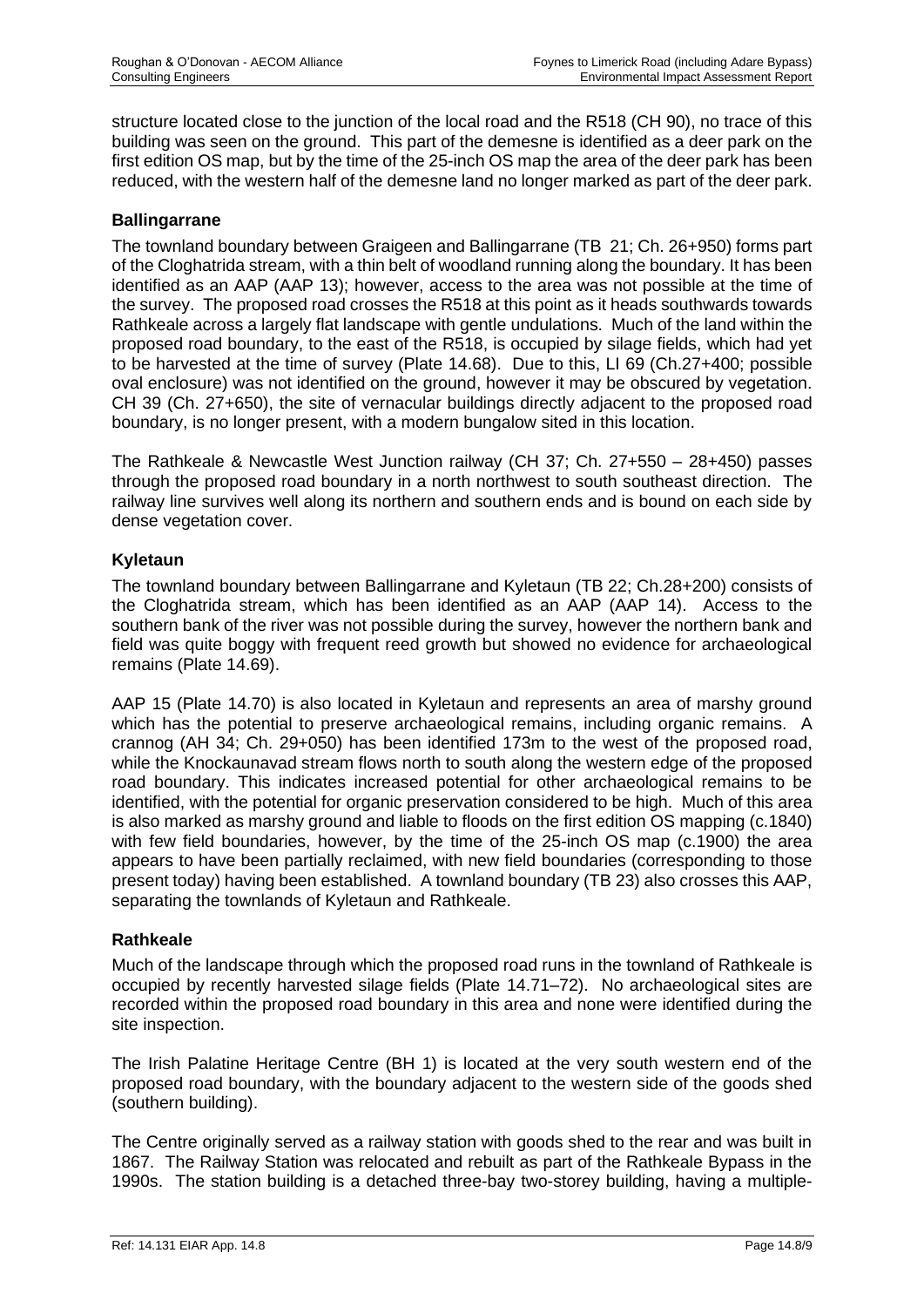structure located close to the junction of the local road and the R518 (CH 90), no trace of this building was seen on the ground. This part of the demesne is identified as a deer park on the first edition OS map, but by the time of the 25-inch OS map the area of the deer park has been reduced, with the western half of the demesne land no longer marked as part of the deer park.

### Ballingarrane

The townland boundary between Graigeen and Ballingarrane (TB 21; Ch. 26+950) forms part of the Cloghatrida stream, with a thin belt of woodland running along the boundary. It has been identified as an AAP (AAP 13); however, access to the area was not possible at the time of the survey. The proposed road crosses the R518 at this point as it heads southwards towards Rathkeale across a largely flat landscape with gentle undulations. Much of the land within the proposed road boundary, to the east of the R518, is occupied by silage fields, which had yet to be harvested at the time of survey (Plate 14.68). Due to this, LI 69 (Ch.27+400; possible oval enclosure) was not identified on the ground, however it may be obscured by vegetation. CH 39 (Ch. 27+650), the site of vernacular buildings directly adjacent to the proposed road boundary, is no longer present, with a modern bungalow sited in this location.

The Rathkeale & Newcastle West Junction railway (CH 37; Ch. 27+550 – 28+450) passes through the proposed road boundary in a north northwest to south southeast direction. The railway line survives well along its northern and southern ends and is bound on each side by dense vegetation cover.

### Kyletaun

The townland boundary between Ballingarrane and Kyletaun (TB 22; Ch.28+200) consists of the Cloghatrida stream, which has been identified as an AAP (AAP 14). Access to the southern bank of the river was not possible during the survey, however the northern bank and field was quite boggy with frequent reed growth but showed no evidence for archaeological remains (Plate 14.69).

AAP 15 (Plate 14.70) is also located in Kyletaun and represents an area of marshy ground which has the potential to preserve archaeological remains, including organic remains. A crannog (AH 34; Ch. 29+050) has been identified 173m to the west of the proposed road, while the Knockaunavad stream flows north to south along the western edge of the proposed road boundary. This indicates increased potential for other archaeological remains to be identified, with the potential for organic preservation considered to be high. Much of this area is also marked as marshy ground and liable to floods on the first edition OS mapping (c.1840) with few field boundaries, however, by the time of the 25-inch OS map (c.1900) the area appears to have been partially reclaimed, with new field boundaries (corresponding to those present today) having been established. A townland boundary (TB 23) also crosses this AAP, separating the townlands of Kyletaun and Rathkeale.

### Rathkeale

Much of the landscape through which the proposed road runs in the townland of Rathkeale is occupied by recently harvested silage fields (Plate 14.71–72). No archaeological sites are recorded within the proposed road boundary in this area and none were identified during the site inspection.

The Irish Palatine Heritage Centre (BH 1) is located at the very south western end of the proposed road boundary, with the boundary adjacent to the western side of the goods shed (southern building).

The Centre originally served as a railway station with goods shed to the rear and was built in 1867. The Railway Station was relocated and rebuilt as part of the Rathkeale Bypass in the 1990s. The station building is a detached three-bay two-storey building, having a multiple-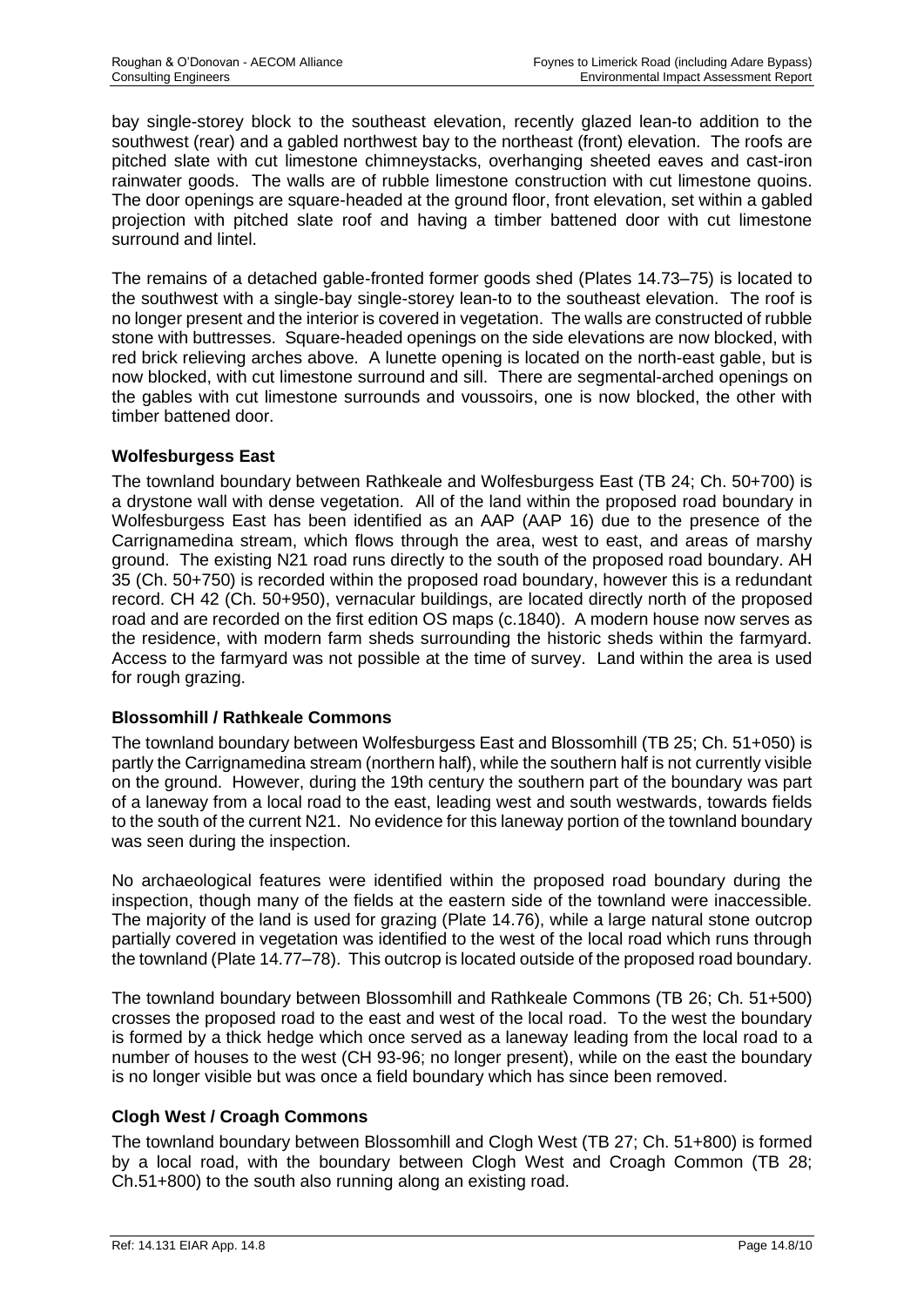bay single-storey block to the southeast elevation, recently glazed lean-to addition to the southwest (rear) and a gabled northwest bay to the northeast (front) elevation. The roofs are pitched slate with cut limestone chimneystacks, overhanging sheeted eaves and cast-iron rainwater goods. The walls are of rubble limestone construction with cut limestone quoins. The door openings are square-headed at the ground floor, front elevation, set within a gabled projection with pitched slate roof and having a timber battened door with cut limestone surround and lintel.

The remains of a detached gable-fronted former goods shed (Plates 14.73–75) is located to the southwest with a single-bay single-storey lean-to to the southeast elevation. The roof is no longer present and the interior is covered in vegetation. The walls are constructed of rubble stone with buttresses. Square-headed openings on the side elevations are now blocked, with red brick relieving arches above. A lunette opening is located on the north-east gable, but is now blocked, with cut limestone surround and sill. There are segmental-arched openings on the gables with cut limestone surrounds and voussoirs, one is now blocked, the other with timber battened door.

**Wolfesburgess East**

The townland boundary between Rathkeale and Wolfesburgess East (TB 24; Ch. 50+700) is a drystone wall with dense vegetation. All of the land within the proposed road boundary in Wolfesburgess East has been identified as an AAP (AAP 16) due to the presence of the Carrignamedina stream, which flows through the area, west to east, and areas of marshy ground. The existing N21 road runs directly to the south of the proposed road boundary. AH 35 (Ch. 50+750) is recorded within the proposed road boundary, however this is a redundant record. CH 42 (Ch. 50+950), vernacular buildings, are located directly north of the proposed road and are recorded on the first edition OS maps (c.1840). A modern house now serves as the residence, with modern farm sheds surrounding the historic sheds within the farmyard. Access to the farmyard was not possible at the time of survey. Land within the area is used for rough grazing.

**Blossomhill / Rathkeale Commons**

The townland boundary between Wolfesburgess East and Blossomhill (TB 25; Ch. 51+050) is partly the Carrignamedina stream (northern half), while the southern half is not currently visible on the ground. However, during the 19th century the southern part of the boundary was part of a laneway from a local road to the east, leading west and south westwards, towards fields to the south of the current N21. No evidence for this laneway portion of the townland boundary was seen during the inspection.

No archaeological features were identified within the proposed road boundary during the inspection, though many of the fields at the eastern side of the townland were inaccessible. The majority of the land is used for grazing (Plate 14.76), while a large natural stone outcrop partially covered in vegetation was identified to the west of the local road which runs through the townland (Plate 14.77–78). This outcrop is located outside of the proposed road boundary.

The townland boundary between Blossomhill and Rathkeale Commons (TB 26; Ch. 51+500) crosses the proposed road to the east and west of the local road. To the west the boundary is formed by a thick hedge which once served as a laneway leading from the local road to a number of houses to the west (CH 93-96; no longer present), while on the east the boundary is no longer visible but was once a field boundary which has since been removed.

**Clogh West / Croagh Commons**

The townland boundary between Blossomhill and Clogh West (TB 27; Ch. 51+800) is formed by a local road, with the boundary between Clogh West and Croagh Common (TB 28; Ch.51+800) to the south also running along an existing road.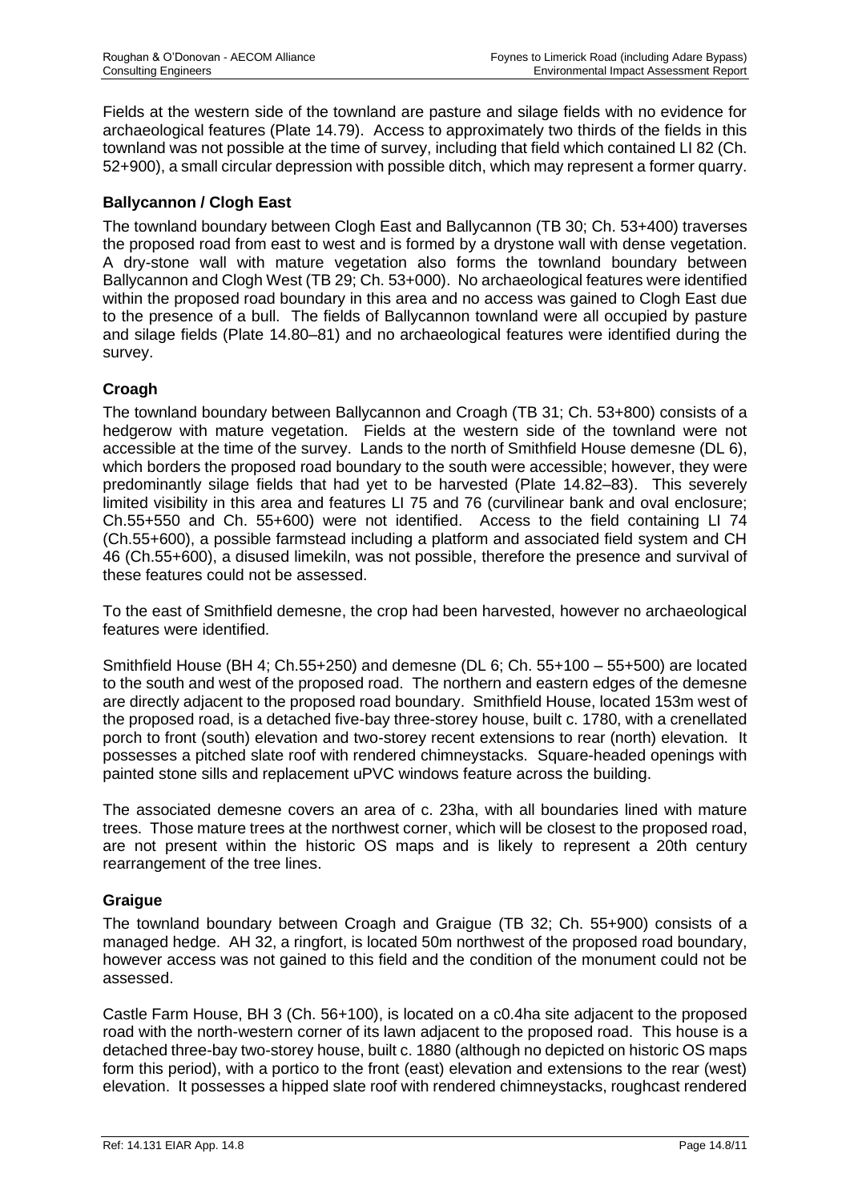Fields at the western side of the townland are pasture and silage fields with no evidence for archaeological features (Plate 14.79). Access to approximately two thirds of the fields in this townland was not possible at the time of survey, including that field which contained LI 82 (Ch. 52+900), a small circular depression with possible ditch, which may represent a former quarry.

### Ballycannon / Clogh East

The townland boundary between Clogh East and Ballycannon (TB 30; Ch. 53+400) traverses the proposed road from east to west and is formed by a drystone wall with dense vegetation. A dry-stone wall with mature vegetation also forms the townland boundary between Ballycannon and Clogh West (TB 29; Ch. 53+000). No archaeological features were identified within the proposed road boundary in this area and no access was gained to Clogh East due to the presence of a bull. The fields of Ballycannon townland were all occupied by pasture and silage fields (Plate 14.80–81) and no archaeological features were identified during the survey.

### Croagh

The townland boundary between Ballycannon and Croagh (TB 31; Ch. 53+800) consists of a hedgerow with mature vegetation. Fields at the western side of the townland were not accessible at the time of the survey. Lands to the north of Smithfield House demesne (DL 6), which borders the proposed road boundary to the south were accessible; however, they were predominantly silage fields that had yet to be harvested (Plate 14.82–83). This severely limited visibility in this area and features LI 75 and 76 (curvilinear bank and oval enclosure; Ch.55+550 and Ch. 55+600) were not identified. Access to the field containing LI 74 (Ch.55+600), a possible farmstead including a platform and associated field system and CH 46 (Ch.55+600), a disused limekiln, was not possible, therefore the presence and survival of these features could not be assessed.

To the east of Smithfield demesne, the crop had been harvested, however no archaeological features were identified.

Smithfield House (BH 4; Ch.55+250) and demesne (DL 6; Ch. 55+100 – 55+500) are located to the south and west of the proposed road. The northern and eastern edges of the demesne are directly adjacent to the proposed road boundary. Smithfield House, located 153m west of the proposed road, is a detached five-bay three-storey house, built c. 1780, with a crenellated porch to front (south) elevation and two-storey recent extensions to rear (north) elevation. It possesses a pitched slate roof with rendered chimneystacks. Square-headed openings with painted stone sills and replacement uPVC windows feature across the building.

The associated demesne covers an area of c. 23ha, with all boundaries lined with mature trees. Those mature trees at the northwest corner, which will be closest to the proposed road, are not present within the historic OS maps and is likely to represent a 20th century rearrangement of the tree lines.

### Graigue

The townland boundary between Croagh and Graigue (TB 32; Ch. 55+900) consists of a managed hedge. AH 32, a ringfort, is located 50m northwest of the proposed road boundary, however access was not gained to this field and the condition of the monument could not be assessed.

Castle Farm House, BH 3 (Ch. 56+100), is located on a c0.4ha site adjacent to the proposed road with the north-western corner of its lawn adjacent to the proposed road. This house is a detached three-bay two-storey house, built c. 1880 (although no depicted on historic OS maps form this period), with a portico to the front (east) elevation and extensions to the rear (west) elevation. It possesses a hipped slate roof with rendered chimneystacks, roughcast rendered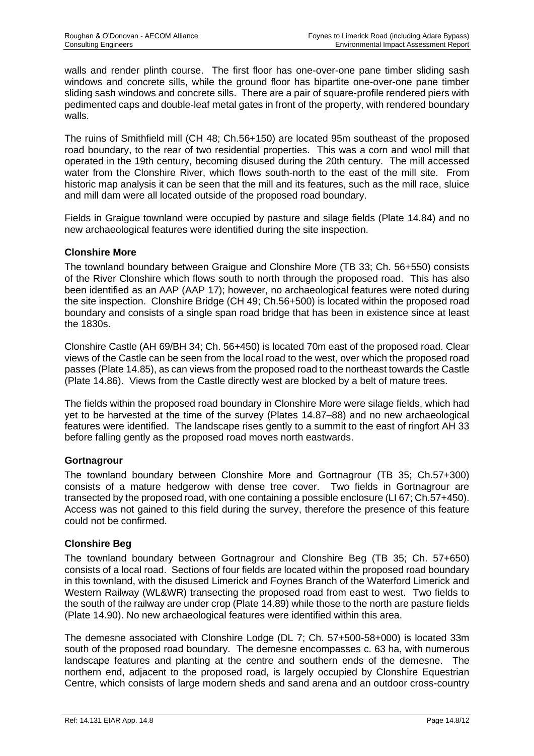walls and render plinth course. The first floor has one-over-one pane timber sliding sash windows and concrete sills, while the ground floor has bipartite one-over-one pane timber sliding sash windows and concrete sills. There are a pair of square-profile rendered piers with pedimented caps and double-leaf metal gates in front of the property, with rendered boundary walls.

The ruins of Smithfield mill (CH 48; Ch.56+150) are located 95m southeast of the proposed road boundary, to the rear of two residential properties. This was a corn and wool mill that operated in the 19th century, becoming disused during the 20th century. The mill accessed water from the Clonshire River, which flows south-north to the east of the mill site. From historic map analysis it can be seen that the mill and its features, such as the mill race, sluice and mill dam were all located outside of the proposed road boundary.

Fields in Graigue townland were occupied by pasture and silage fields (Plate 14.84) and no new archaeological features were identified during the site inspection.

**Clonshire More**

The townland boundary between Graigue and Clonshire More (TB 33; Ch. 56+550) consists of the River Clonshire which flows south to north through the proposed road. This has also been identified as an AAP (AAP 17); however, no archaeological features were noted during the site inspection. Clonshire Bridge (CH 49; Ch.56+500) is located within the proposed road boundary and consists of a single span road bridge that has been in existence since at least the 1830s.

Clonshire Castle (AH 69/BH 34; Ch. 56+450) is located 70m east of the proposed road. Clear views of the Castle can be seen from the local road to the west, over which the proposed road passes (Plate 14.85), as can views from the proposed road to the northeast towards the Castle (Plate 14.86). Views from the Castle directly west are blocked by a belt of mature trees.

The fields within the proposed road boundary in Clonshire More were silage fields, which had yet to be harvested at the time of the survey (Plates 14.87–88) and no new archaeological features were identified. The landscape rises gently to a summit to the east of ringfort AH 33 before falling gently as the proposed road moves north eastwards.

**Gortnagrour**

The townland boundary between Clonshire More and Gortnagrour (TB 35; Ch.57+300) consists of a mature hedgerow with dense tree cover. Two fields in Gortnagrour are transected by the proposed road, with one containing a possible enclosure (LI 67; Ch.57+450). Access was not gained to this field during the survey, therefore the presence of this feature could not be confirmed.

**Clonshire Beg**

The townland boundary between Gortnagrour and Clonshire Beg (TB 35; Ch. 57+650) consists of a local road. Sections of four fields are located within the proposed road boundary in this townland, with the disused Limerick and Foynes Branch of the Waterford Limerick and Western Railway (WL&WR) transecting the proposed road from east to west. Two fields to the south of the railway are under crop (Plate 14.89) while those to the north are pasture fields (Plate 14.90). No new archaeological features were identified within this area.

The demesne associated with Clonshire Lodge (DL 7; Ch. 57+500-58+000) is located 33m south of the proposed road boundary. The demesne encompasses c. 63 ha, with numerous landscape features and planting at the centre and southern ends of the demesne. The northern end, adjacent to the proposed road, is largely occupied by Clonshire Equestrian Centre, which consists of large modern sheds and sand arena and an outdoor cross-country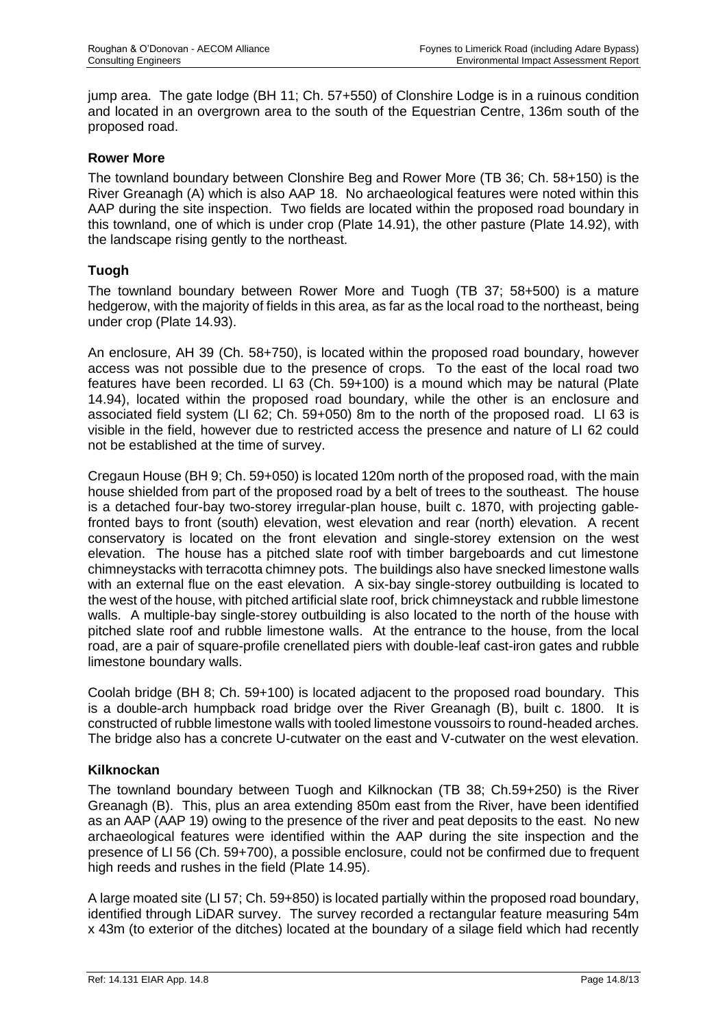jump area. The gate lodge (BH 11; Ch. 57+550) of Clonshire Lodge is in a ruinous condition and located in an overgrown area to the south of the Equestrian Centre, 136m south of the proposed road.

### Rower More

The townland boundary between Clonshire Beg and Rower More (TB 36; Ch. 58+150) is the River Greanagh (A) which is also AAP 18. No archaeological features were noted within this AAP during the site inspection. Two fields are located within the proposed road boundary in this townland, one of which is under crop (Plate 14.91), the other pasture (Plate 14.92), with the landscape rising gently to the northeast.

### Tuogh

The townland boundary between Rower More and Tuogh (TB 37; 58+500) is a mature hedgerow, with the majority of fields in this area, as far as the local road to the northeast, being under crop (Plate 14.93).

An enclosure, AH 39 (Ch. 58+750), is located within the proposed road boundary, however access was not possible due to the presence of crops. To the east of the local road two features have been recorded. LI 63 (Ch. 59+100) is a mound which may be natural (Plate 14.94), located within the proposed road boundary, while the other is an enclosure and associated field system (LI 62; Ch. 59+050) 8m to the north of the proposed road. LI 63 is visible in the field, however due to restricted access the presence and nature of LI 62 could not be established at the time of survey.

Cregaun House (BH 9; Ch. 59+050) is located 120m north of the proposed road, with the main house shielded from part of the proposed road by a belt of trees to the southeast. The house is a detached four-bay two-storey irregular-plan house, built c. 1870, with projecting gable-fronted bays to front (south) elevation, west elevation and rear (north) elevation. A recent conservatory is located on the front elevation and single-storey extension on the west elevation. The house has a pitched slate roof with timber bargeboards and cut limestone chimneystacks with terracotta chimney pots. The buildings also have snecked limestone walls with an external flue on the east elevation. A six-bay single-storey outbuilding is located to the west of the house, with pitched artificial slate roof, brick chimneystack and rubble limestone walls. A multiple-bay single-storey outbuilding is also located to the north of the house with pitched slate roof and rubble limestone walls. At the entrance to the house, from the local road, are a pair of square-profile crenellated piers with double-leaf cast-iron gates and rubble limestone boundary walls.

Coolah bridge (BH 8; Ch. 59+100) is located adjacent to the proposed road boundary. This is a double-arch humpback road bridge over the River Greanagh (B), built c. 1800. It is constructed of rubble limestone walls with tooled limestone voussoirs to round-headed arches. The bridge also has a concrete U-cutwater on the east and V-cutwater on the west elevation.

### Kilknockan

The townland boundary between Tuogh and Kilknockan (TB 38; Ch.59+250) is the River Greanagh (B). This, plus an area extending 850m east from the River, have been identified as an AAP (AAP 19) owing to the presence of the river and peat deposits to the east. No new archaeological features were identified within the AAP during the site inspection and the presence of LI 56 (Ch. 59+700), a possible enclosure, could not be confirmed due to frequent high reeds and rushes in the field (Plate 14.95).

A large moated site (LI 57; Ch. 59+850) is located partially within the proposed road boundary, identified through LiDAR survey. The survey recorded a rectangular feature measuring 54m x 43m (to exterior of the ditches) located at the boundary of a silage field which had recently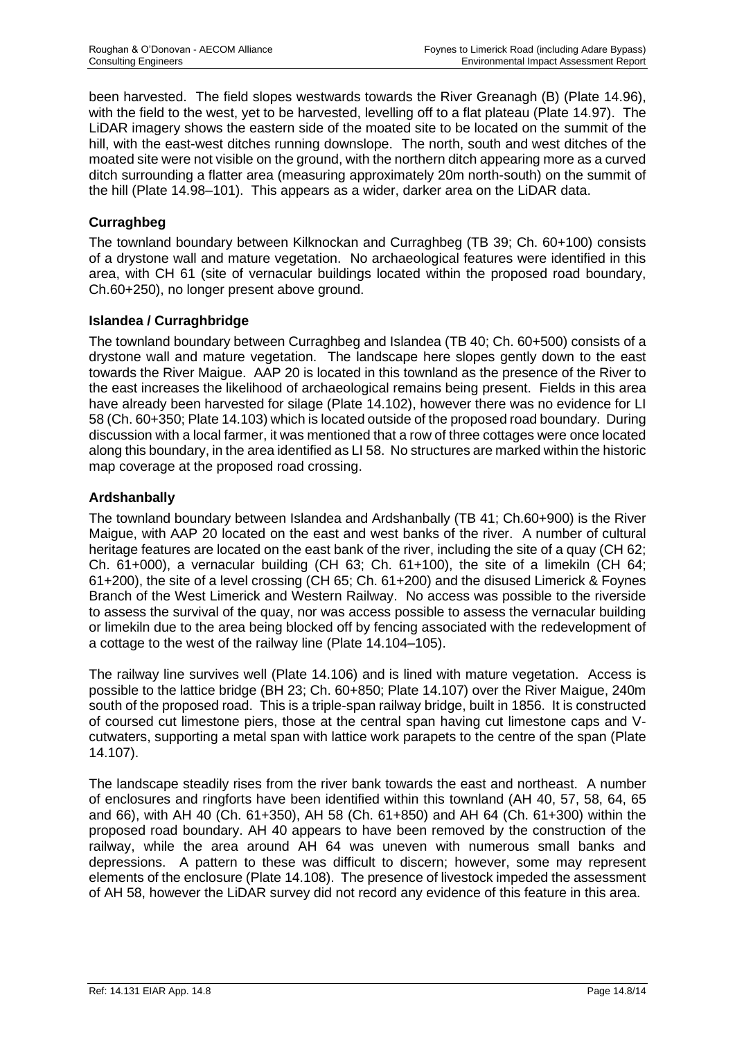been harvested. The field slopes westwards towards the River Greanagh (B) (Plate 14.96), with the field to the west, yet to be harvested, levelling off to a flat plateau (Plate 14.97). The LiDAR imagery shows the eastern side of the moated site to be located on the summit of the hill, with the east-west ditches running downslope. The north, south and west ditches of the moated site were not visible on the ground, with the northern ditch appearing more as a curved ditch surrounding a flatter area (measuring approximately 20m north-south) on the summit of the hill (Plate 14.98–101). This appears as a wider, darker area on the LiDAR data.

### Curraghbeg

The townland boundary between Kilknockan and Curraghbeg (TB 39; Ch. 60+100) consists of a drystone wall and mature vegetation. No archaeological features were identified in this area, with CH 61 (site of vernacular buildings located within the proposed road boundary, Ch.60+250), no longer present above ground.

### Islandea / Curraghbridge

The townland boundary between Curraghbeg and Islandea (TB 40; Ch. 60+500) consists of a drystone wall and mature vegetation. The landscape here slopes gently down to the east towards the River Maigue. AAP 20 is located in this townland as the presence of the River to the east increases the likelihood of archaeological remains being present. Fields in this area have already been harvested for silage (Plate 14.102), however there was no evidence for LI 58 (Ch. 60+350; Plate 14.103) which is located outside of the proposed road boundary. During discussion with a local farmer, it was mentioned that a row of three cottages were once located along this boundary, in the area identified as LI 58. No structures are marked within the historic map coverage at the proposed road crossing.

### Ardshanbally

The townland boundary between Islandea and Ardshanbally (TB 41; Ch.60+900) is the River Maigue, with AAP 20 located on the east and west banks of the river. A number of cultural heritage features are located on the east bank of the river, including the site of a quay (CH 62; Ch. 61+000), a vernacular building (CH 63; Ch. 61+100), the site of a limekiln (CH 64; 61+200), the site of a level crossing (CH 65; Ch. 61+200) and the disused Limerick & Foynes Branch of the West Limerick and Western Railway. No access was possible to the riverside to assess the survival of the quay, nor was access possible to assess the vernacular building or limekiln due to the area being blocked off by fencing associated with the redevelopment of a cottage to the west of the railway line (Plate 14.104–105).

The railway line survives well (Plate 14.106) and is lined with mature vegetation. Access is possible to the lattice bridge (BH 23; Ch. 60+850; Plate 14.107) over the River Maigue, 240m south of the proposed road. This is a triple-span railway bridge, built in 1856. It is constructed of coursed cut limestone piers, those at the central span having cut limestone caps and V-cutwaters, supporting a metal span with lattice work parapets to the centre of the span (Plate 14.107).

The landscape steadily rises from the river bank towards the east and northeast. A number of enclosures and ringforts have been identified within this townland (AH 40, 57, 58, 64, 65 and 66), with AH 40 (Ch. 61+350), AH 58 (Ch. 61+850) and AH 64 (Ch. 61+300) within the proposed road boundary. AH 40 appears to have been removed by the construction of the railway, while the area around AH 64 was uneven with numerous small banks and depressions. A pattern to these was difficult to discern; however, some may represent elements of the enclosure (Plate 14.108). The presence of livestock impeded the assessment of AH 58, however the LiDAR survey did not record any evidence of this feature in this area.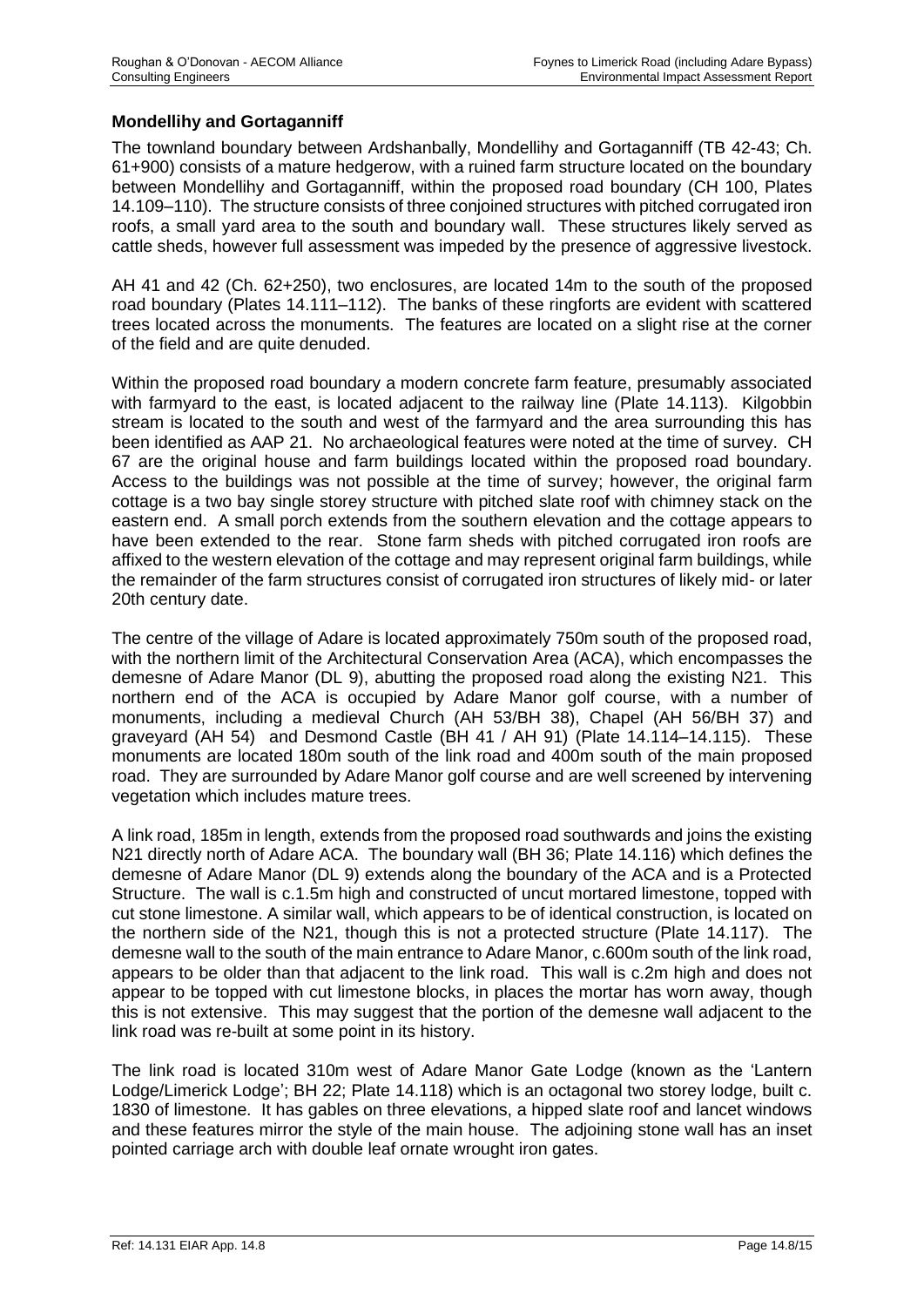**Mondellihy and Gortaganniff**

The townland boundary between Ardshanbally, Mondellihy and Gortaganniff (TB 42-43; Ch. 61+900) consists of a mature hedgerow, with a ruined farm structure located on the boundary between Mondellihy and Gortaganniff, within the proposed road boundary (CH 100, Plates 14.109–110). The structure consists of three conjoined structures with pitched corrugated iron roofs, a small yard area to the south and boundary wall. These structures likely served as cattle sheds, however full assessment was impeded by the presence of aggressive livestock.

AH 41 and 42 (Ch. 62+250), two enclosures, are located 14m to the south of the proposed road boundary (Plates 14.111–112). The banks of these ringforts are evident with scattered trees located across the monuments. The features are located on a slight rise at the corner of the field and are quite denuded.

Within the proposed road boundary a modern concrete farm feature, presumably associated with farmyard to the east, is located adjacent to the railway line (Plate 14.113). Kilgobbin stream is located to the south and west of the farmyard and the area surrounding this has been identified as AAP 21. No archaeological features were noted at the time of survey. CH 67 are the original house and farm buildings located within the proposed road boundary. Access to the buildings was not possible at the time of survey; however, the original farm cottage is a two bay single storey structure with pitched slate roof with chimney stack on the eastern end. A small porch extends from the southern elevation and the cottage appears to have been extended to the rear. Stone farm sheds with pitched corrugated iron roofs are affixed to the western elevation of the cottage and may represent original farm buildings, while the remainder of the farm structures consist of corrugated iron structures of likely mid- or later 20th century date.

The centre of the village of Adare is located approximately 750m south of the proposed road, with the northern limit of the Architectural Conservation Area (ACA), which encompasses the demesne of Adare Manor (DL 9), abutting the proposed road along the existing N21. This northern end of the ACA is occupied by Adare Manor golf course, with a number of monuments, including a medieval Church (AH 53/BH 38), Chapel (AH 56/BH 37) and graveyard (AH 54) and Desmond Castle (BH 41 / AH 91) (Plate 14.114–14.115). These monuments are located 180m south of the link road and 400m south of the main proposed road. They are surrounded by Adare Manor golf course and are well screened by intervening vegetation which includes mature trees.

A link road, 185m in length, extends from the proposed road southwards and joins the existing N21 directly north of Adare ACA. The boundary wall (BH 36; Plate 14.116) which defines the demesne of Adare Manor (DL 9) extends along the boundary of the ACA and is a Protected Structure. The wall is c.1.5m high and constructed of uncut mortared limestone, topped with cut stone limestone. A similar wall, which appears to be of identical construction, is located on the northern side of the N21, though this is not a protected structure (Plate 14.117). The demesne wall to the south of the main entrance to Adare Manor, c.600m south of the link road, appears to be older than that adjacent to the link road. This wall is c.2m high and does not appear to be topped with cut limestone blocks, in places the mortar has worn away, though this is not extensive. This may suggest that the portion of the demesne wall adjacent to the link road was re-built at some point in its history.

The link road is located 310m west of Adare Manor Gate Lodge (known as the 'Lantern Lodge/Limerick Lodge'; BH 22; Plate 14.118) which is an octagonal two storey lodge, built c. 1830 of limestone. It has gables on three elevations, a hipped slate roof and lancet windows and these features mirror the style of the main house. The adjoining stone wall has an inset pointed carriage arch with double leaf ornate wrought iron gates.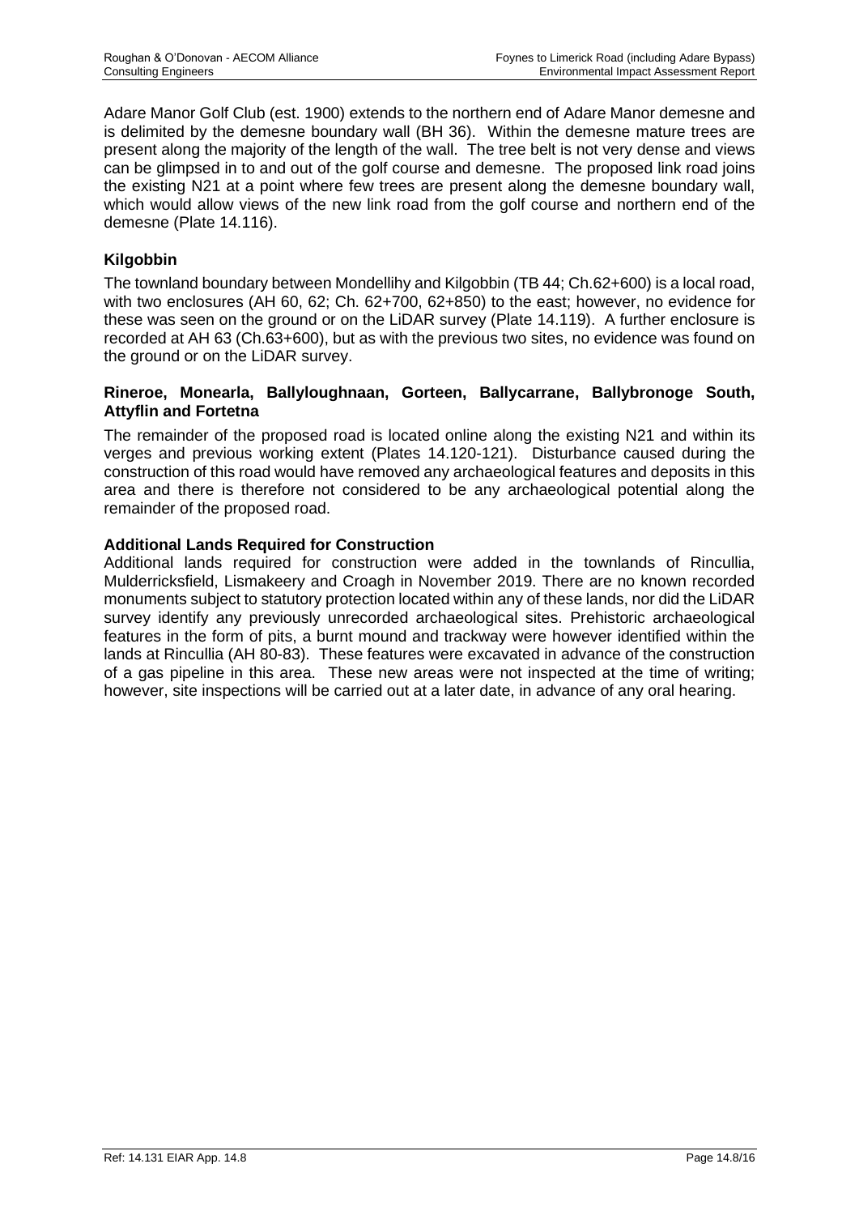Adare Manor Golf Club (est. 1900) extends to the northern end of Adare Manor demesne and is delimited by the demesne boundary wall (BH 36). Within the demesne mature trees are present along the majority of the length of the wall. The tree belt is not very dense and views can be glimpsed in to and out of the golf course and demesne. The proposed link road joins the existing N21 at a point where few trees are present along the demesne boundary wall, which would allow views of the new link road from the golf course and northern end of the demesne (Plate 14.116).

**Kilgobbin**

The townland boundary between Mondellihy and Kilgobbin (TB 44; Ch.62+600) is a local road, with two enclosures (AH 60, 62; Ch. 62+700, 62+850) to the east; however, no evidence for these was seen on the ground or on the LiDAR survey (Plate 14.119). A further enclosure is recorded at AH 63 (Ch.63+600), but as with the previous two sites, no evidence was found on the ground or on the LiDAR survey.

**Rineroe, Monearla, Ballyloughnaan, Gorteen, Ballycarrane, Ballybronoge South, Attyflin and Fortetna**

The remainder of the proposed road is located online along the existing N21 and within its verges and previous working extent (Plates 14.120-121). Disturbance caused during the construction of this road would have removed any archaeological features and deposits in this area and there is therefore not considered to be any archaeological potential along the remainder of the proposed road.

**Additional Lands Required for Construction**

Additional lands required for construction were added in the townlands of Rincullia, Mulderricksfield, Lismakeery and Croagh in November 2019. There are no known recorded monuments subject to statutory protection located within any of these lands, nor did the LiDAR survey identify any previously unrecorded archaeological sites. Prehistoric archaeological features in the form of pits, a burnt mound and trackway were however identified within the lands at Rincullia (AH 80-83). These features were excavated in advance of the construction of a gas pipeline in this area. These new areas were not inspected at the time of writing; however, site inspections will be carried out at a later date, in advance of any oral hearing.